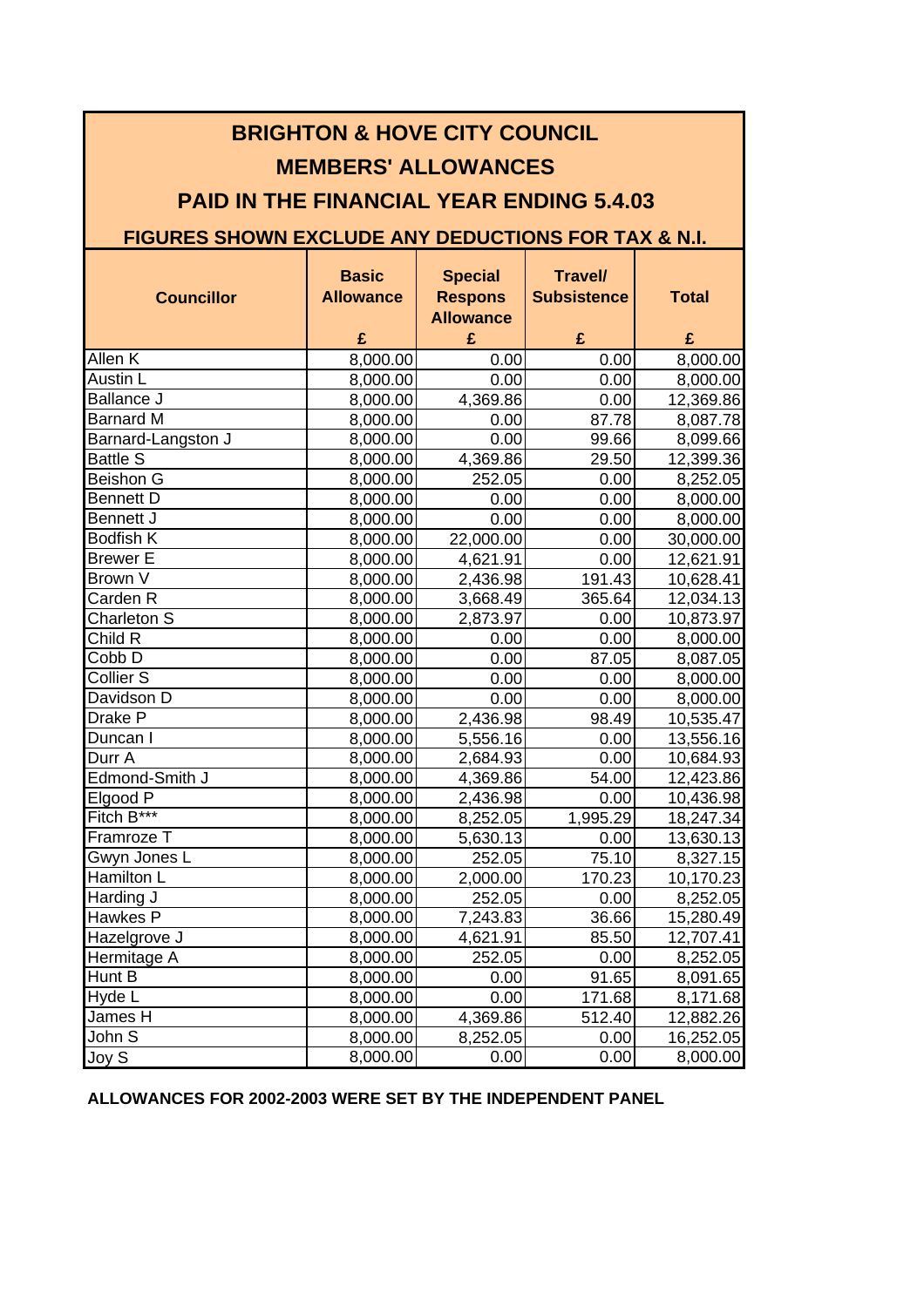# BRIGHTON & HOVE CITY COUNCIL

## MEMBERS' ALLOWANCES

## PAID IN THE FINANCIAL YEAR ENDING 5.4.03

### FIGURES SHOWN EXCLUDE ANY DEDUCTIONS FOR TAX & N.I.

| Councillor | Basic Allowance £ | Special Respons Allowance £ | Travel/ Subsistence £ | Total £ |
|---|---|---|---|---|
| Allen K | 8,000.00 | 0.00 | 0.00 | 8,000.00 |
| Austin L | 8,000.00 | 0.00 | 0.00 | 8,000.00 |
| Ballance J | 8,000.00 | 4,369.86 | 0.00 | 12,369.86 |
| Barnard M | 8,000.00 | 0.00 | 87.78 | 8,087.78 |
| Barnard-Langston J | 8,000.00 | 0.00 | 99.66 | 8,099.66 |
| Battle S | 8,000.00 | 4,369.86 | 29.50 | 12,399.36 |
| Beishon G | 8,000.00 | 252.05 | 0.00 | 8,252.05 |
| Bennett D | 8,000.00 | 0.00 | 0.00 | 8,000.00 |
| Bennett J | 8,000.00 | 0.00 | 0.00 | 8,000.00 |
| Bodfish K | 8,000.00 | 22,000.00 | 0.00 | 30,000.00 |
| Brewer E | 8,000.00 | 4,621.91 | 0.00 | 12,621.91 |
| Brown V | 8,000.00 | 2,436.98 | 191.43 | 10,628.41 |
| Carden R | 8,000.00 | 3,668.49 | 365.64 | 12,034.13 |
| Charleton S | 8,000.00 | 2,873.97 | 0.00 | 10,873.97 |
| Child R | 8,000.00 | 0.00 | 0.00 | 8,000.00 |
| Cobb D | 8,000.00 | 0.00 | 87.05 | 8,087.05 |
| Collier S | 8,000.00 | 0.00 | 0.00 | 8,000.00 |
| Davidson D | 8,000.00 | 0.00 | 0.00 | 8,000.00 |
| Drake P | 8,000.00 | 2,436.98 | 98.49 | 10,535.47 |
| Duncan I | 8,000.00 | 5,556.16 | 0.00 | 13,556.16 |
| Durr A | 8,000.00 | 2,684.93 | 0.00 | 10,684.93 |
| Edmond-Smith J | 8,000.00 | 4,369.86 | 54.00 | 12,423.86 |
| Elgood P | 8,000.00 | 2,436.98 | 0.00 | 10,436.98 |
| Fitch B*** | 8,000.00 | 8,252.05 | 1,995.29 | 18,247.34 |
| Framroze T | 8,000.00 | 5,630.13 | 0.00 | 13,630.13 |
| Gwyn Jones L | 8,000.00 | 252.05 | 75.10 | 8,327.15 |
| Hamilton L | 8,000.00 | 2,000.00 | 170.23 | 10,170.23 |
| Harding J | 8,000.00 | 252.05 | 0.00 | 8,252.05 |
| Hawkes P | 8,000.00 | 7,243.83 | 36.66 | 15,280.49 |
| Hazelgrove J | 8,000.00 | 4,621.91 | 85.50 | 12,707.41 |
| Hermitage A | 8,000.00 | 252.05 | 0.00 | 8,252.05 |
| Hunt B | 8,000.00 | 0.00 | 91.65 | 8,091.65 |
| Hyde L | 8,000.00 | 0.00 | 171.68 | 8,171.68 |
| James H | 8,000.00 | 4,369.86 | 512.40 | 12,882.26 |
| John S | 8,000.00 | 8,252.05 | 0.00 | 16,252.05 |
| Joy S | 8,000.00 | 0.00 | 0.00 | 8,000.00 |

**ALLOWANCES FOR 2002-2003 WERE SET BY THE INDEPENDENT PANEL**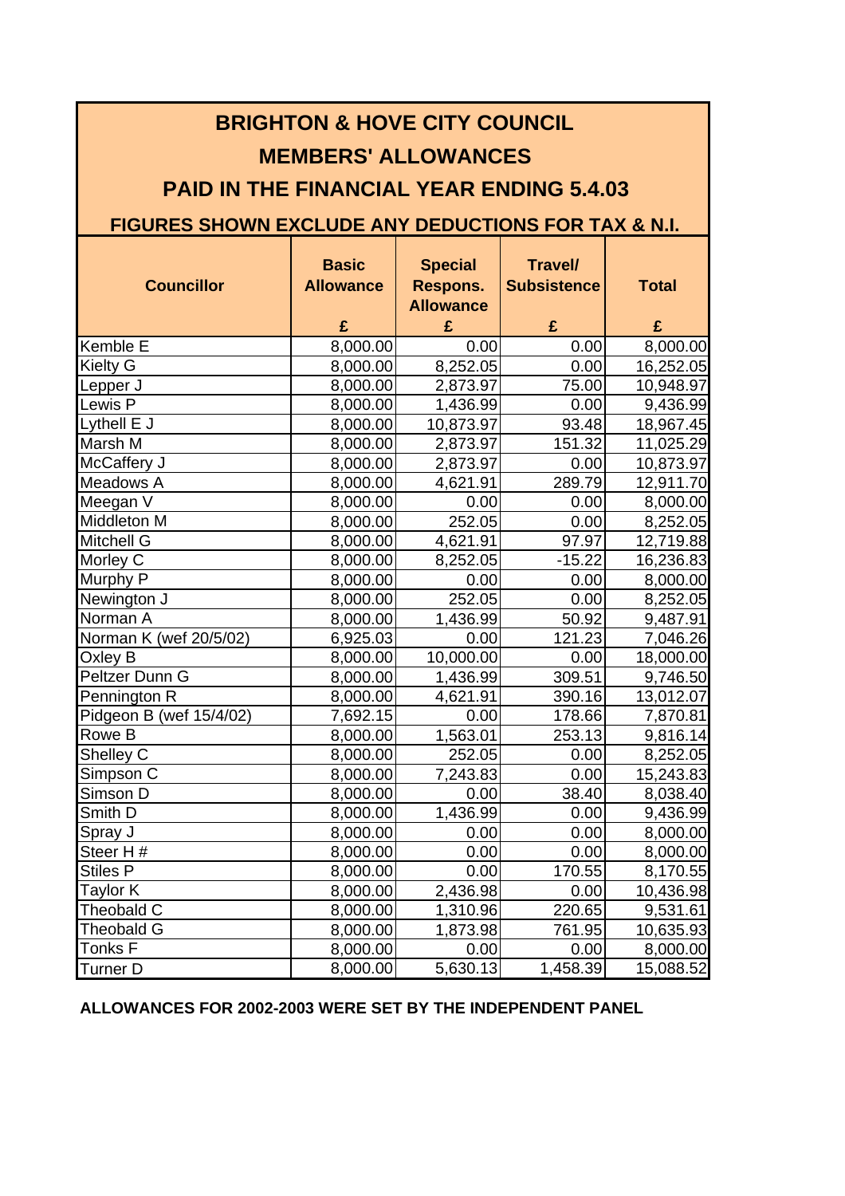# BRIGHTON & HOVE CITY COUNCIL

## MEMBERS' ALLOWANCES

## PAID IN THE FINANCIAL YEAR ENDING 5.4.03

### FIGURES SHOWN EXCLUDE ANY DEDUCTIONS FOR TAX & N.I.

| Councillor | Basic Allowance £ | Special Respons. Allowance £ | Travel/ Subsistence £ | Total £ |
|---|---|---|---|---|
| Kemble E | 8,000.00 | 0.00 | 0.00 | 8,000.00 |
| Kielty G | 8,000.00 | 8,252.05 | 0.00 | 16,252.05 |
| Lepper J | 8,000.00 | 2,873.97 | 75.00 | 10,948.97 |
| Lewis P | 8,000.00 | 1,436.99 | 0.00 | 9,436.99 |
| Lythell E J | 8,000.00 | 10,873.97 | 93.48 | 18,967.45 |
| Marsh M | 8,000.00 | 2,873.97 | 151.32 | 11,025.29 |
| McCaffery J | 8,000.00 | 2,873.97 | 0.00 | 10,873.97 |
| Meadows A | 8,000.00 | 4,621.91 | 289.79 | 12,911.70 |
| Meegan V | 8,000.00 | 0.00 | 0.00 | 8,000.00 |
| Middleton M | 8,000.00 | 252.05 | 0.00 | 8,252.05 |
| Mitchell G | 8,000.00 | 4,621.91 | 97.97 | 12,719.88 |
| Morley C | 8,000.00 | 8,252.05 | -15.22 | 16,236.83 |
| Murphy P | 8,000.00 | 0.00 | 0.00 | 8,000.00 |
| Newington J | 8,000.00 | 252.05 | 0.00 | 8,252.05 |
| Norman A | 8,000.00 | 1,436.99 | 50.92 | 9,487.91 |
| Norman K (wef 20/5/02) | 6,925.03 | 0.00 | 121.23 | 7,046.26 |
| Oxley B | 8,000.00 | 10,000.00 | 0.00 | 18,000.00 |
| Peltzer Dunn G | 8,000.00 | 1,436.99 | 309.51 | 9,746.50 |
| Pennington R | 8,000.00 | 4,621.91 | 390.16 | 13,012.07 |
| Pidgeon B (wef 15/4/02) | 7,692.15 | 0.00 | 178.66 | 7,870.81 |
| Rowe B | 8,000.00 | 1,563.01 | 253.13 | 9,816.14 |
| Shelley C | 8,000.00 | 252.05 | 0.00 | 8,252.05 |
| Simpson C | 8,000.00 | 7,243.83 | 0.00 | 15,243.83 |
| Simson D | 8,000.00 | 0.00 | 38.40 | 8,038.40 |
| Smith D | 8,000.00 | 1,436.99 | 0.00 | 9,436.99 |
| Spray J | 8,000.00 | 0.00 | 0.00 | 8,000.00 |
| Steer H # | 8,000.00 | 0.00 | 0.00 | 8,000.00 |
| Stiles P | 8,000.00 | 0.00 | 170.55 | 8,170.55 |
| Taylor K | 8,000.00 | 2,436.98 | 0.00 | 10,436.98 |
| Theobald C | 8,000.00 | 1,310.96 | 220.65 | 9,531.61 |
| Theobald G | 8,000.00 | 1,873.98 | 761.95 | 10,635.93 |
| Tonks F | 8,000.00 | 0.00 | 0.00 | 8,000.00 |
| Turner D | 8,000.00 | 5,630.13 | 1,458.39 | 15,088.52 |

**ALLOWANCES FOR 2002-2003 WERE SET BY THE INDEPENDENT PANEL**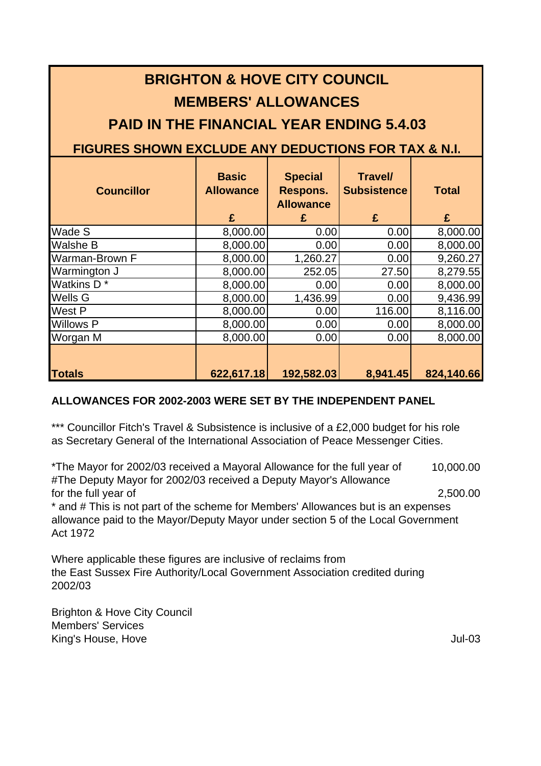# BRIGHTON & HOVE CITY COUNCIL

## MEMBERS' ALLOWANCES

## PAID IN THE FINANCIAL YEAR ENDING 5.4.03

### FIGURES SHOWN EXCLUDE ANY DEDUCTIONS FOR TAX & N.I.

| Councillor | Basic Allowance £ | Special Respons. Allowance £ | Travel/ Subsistence £ | Total £ |
|---|---|---|---|---|
| Wade S | 8,000.00 | 0.00 | 0.00 | 8,000.00 |
| Walshe B | 8,000.00 | 0.00 | 0.00 | 8,000.00 |
| Warman-Brown F | 8,000.00 | 1,260.27 | 0.00 | 9,260.27 |
| Warmington J | 8,000.00 | 252.05 | 27.50 | 8,279.55 |
| Watkins D * | 8,000.00 | 0.00 | 0.00 | 8,000.00 |
| Wells G | 8,000.00 | 1,436.99 | 0.00 | 9,436.99 |
| West P | 8,000.00 | 0.00 | 116.00 | 8,116.00 |
| Willows P | 8,000.00 | 0.00 | 0.00 | 8,000.00 |
| Worgan M | 8,000.00 | 0.00 | 0.00 | 8,000.00 |
| | | | | |
| **Totals** | **622,617.18** | **192,582.03** | **8,941.45** | **824,140.66** |

**ALLOWANCES FOR 2002-2003 WERE SET BY THE INDEPENDENT PANEL**

*** Councillor Fitch's Travel & Subsistence is inclusive of a £2,000 budget for his role as Secretary General of the International Association of Peace Messenger Cities.

*The Mayor for 2002/03 received a Mayoral Allowance for the full year of 10,000.00
#The Deputy Mayor for 2002/03 received a Deputy Mayor's Allowance for the full year of 2,500.00
* and # This is not part of the scheme for Members' Allowances but is an expenses allowance paid to the Mayor/Deputy Mayor under section 5 of the Local Government Act 1972

Where applicable these figures are inclusive of reclaims from the East Sussex Fire Authority/Local Government Association credited during 2002/03

Brighton & Hove City Council
Members' Services
King's House, Hove

Jul-03